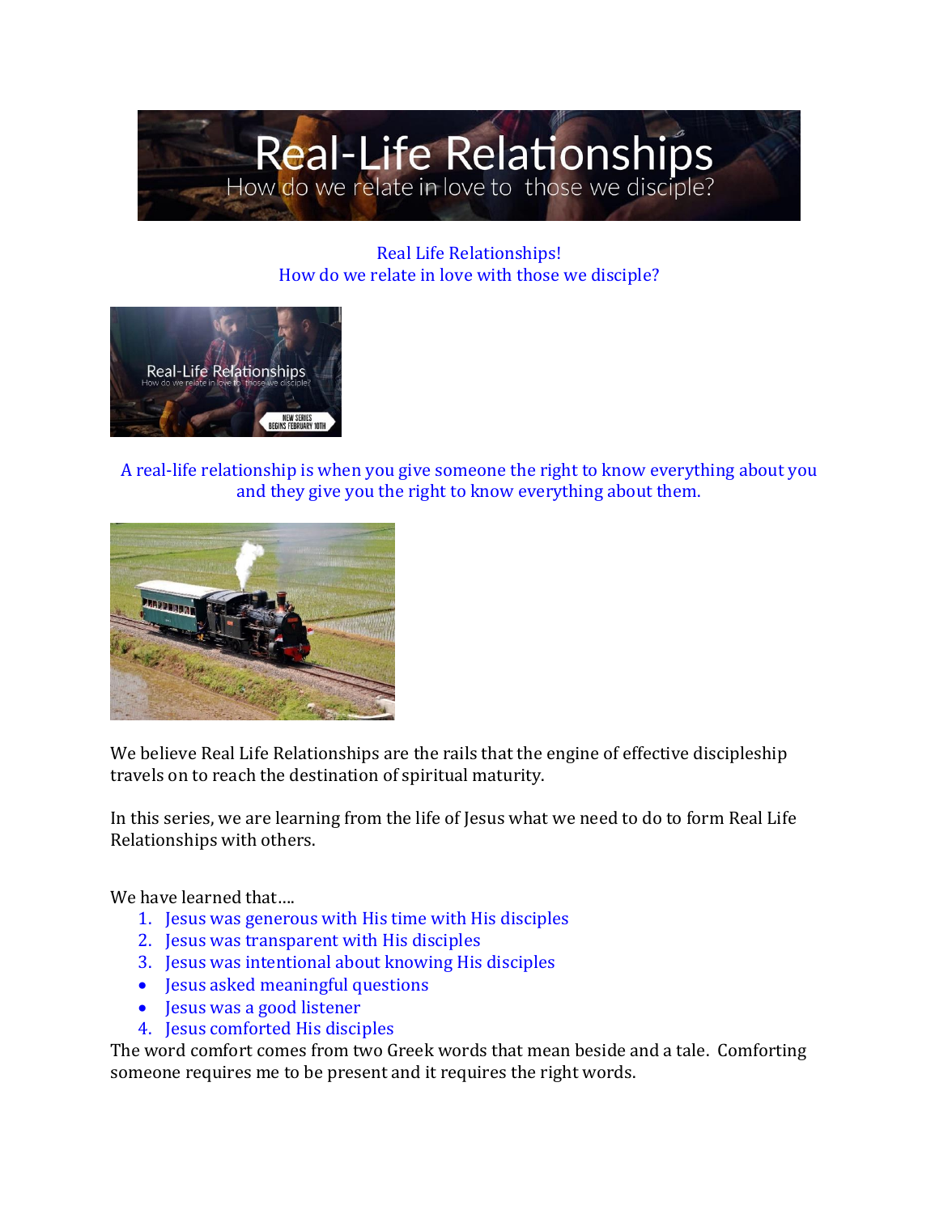Real Life Relationships!
How do we relate in love with those we disciple?

A real-life relationship is when you give someone the right to know everything about you and they give you the right to know everything about them.

We believe Real Life Relationships are the rails that the engine of effective discipleship travels on to reach the destination of spiritual maturity.

In this series, we are learning from the life of Jesus what we need to do to form Real Life Relationships with others.

We have learned that….

1. Jesus was generous with His time with His disciples
2. Jesus was transparent with His disciples
3. Jesus was intentional about knowing His disciples
   - Jesus asked meaningful questions
   - Jesus was a good listener
4. Jesus comforted His disciples

The word comfort comes from two Greek words that mean beside and a tale. Comforting someone requires me to be present and it requires the right words.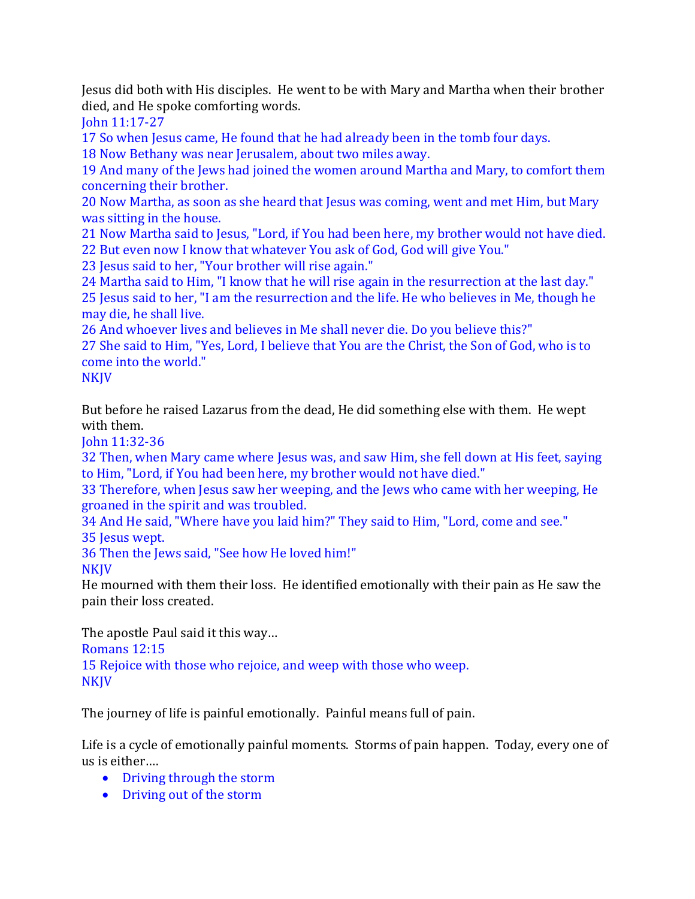Jesus did both with His disciples. He went to be with Mary and Martha when their brother died, and He spoke comforting words.

John 11:17-27
17 So when Jesus came, He found that he had already been in the tomb four days.
18 Now Bethany was near Jerusalem, about two miles away.
19 And many of the Jews had joined the women around Martha and Mary, to comfort them concerning their brother.
20 Now Martha, as soon as she heard that Jesus was coming, went and met Him, but Mary was sitting in the house.
21 Now Martha said to Jesus, "Lord, if You had been here, my brother would not have died.
22 But even now I know that whatever You ask of God, God will give You."
23 Jesus said to her, "Your brother will rise again."
24 Martha said to Him, "I know that he will rise again in the resurrection at the last day."
25 Jesus said to her, "I am the resurrection and the life. He who believes in Me, though he may die, he shall live.
26 And whoever lives and believes in Me shall never die. Do you believe this?"
27 She said to Him, "Yes, Lord, I believe that You are the Christ, the Son of God, who is to come into the world."
NKJV

But before he raised Lazarus from the dead, He did something else with them. He wept with them.

John 11:32-36
32 Then, when Mary came where Jesus was, and saw Him, she fell down at His feet, saying to Him, "Lord, if You had been here, my brother would not have died."
33 Therefore, when Jesus saw her weeping, and the Jews who came with her weeping, He groaned in the spirit and was troubled.
34 And He said, "Where have you laid him?" They said to Him, "Lord, come and see."
35 Jesus wept.
36 Then the Jews said, "See how He loved him!"
NKJV

He mourned with them their loss. He identified emotionally with their pain as He saw the pain their loss created.

The apostle Paul said it this way…

Romans 12:15
15 Rejoice with those who rejoice, and weep with those who weep.
NKJV

The journey of life is painful emotionally. Painful means full of pain.

Life is a cycle of emotionally painful moments. Storms of pain happen. Today, every one of us is either….

- Driving through the storm
- Driving out of the storm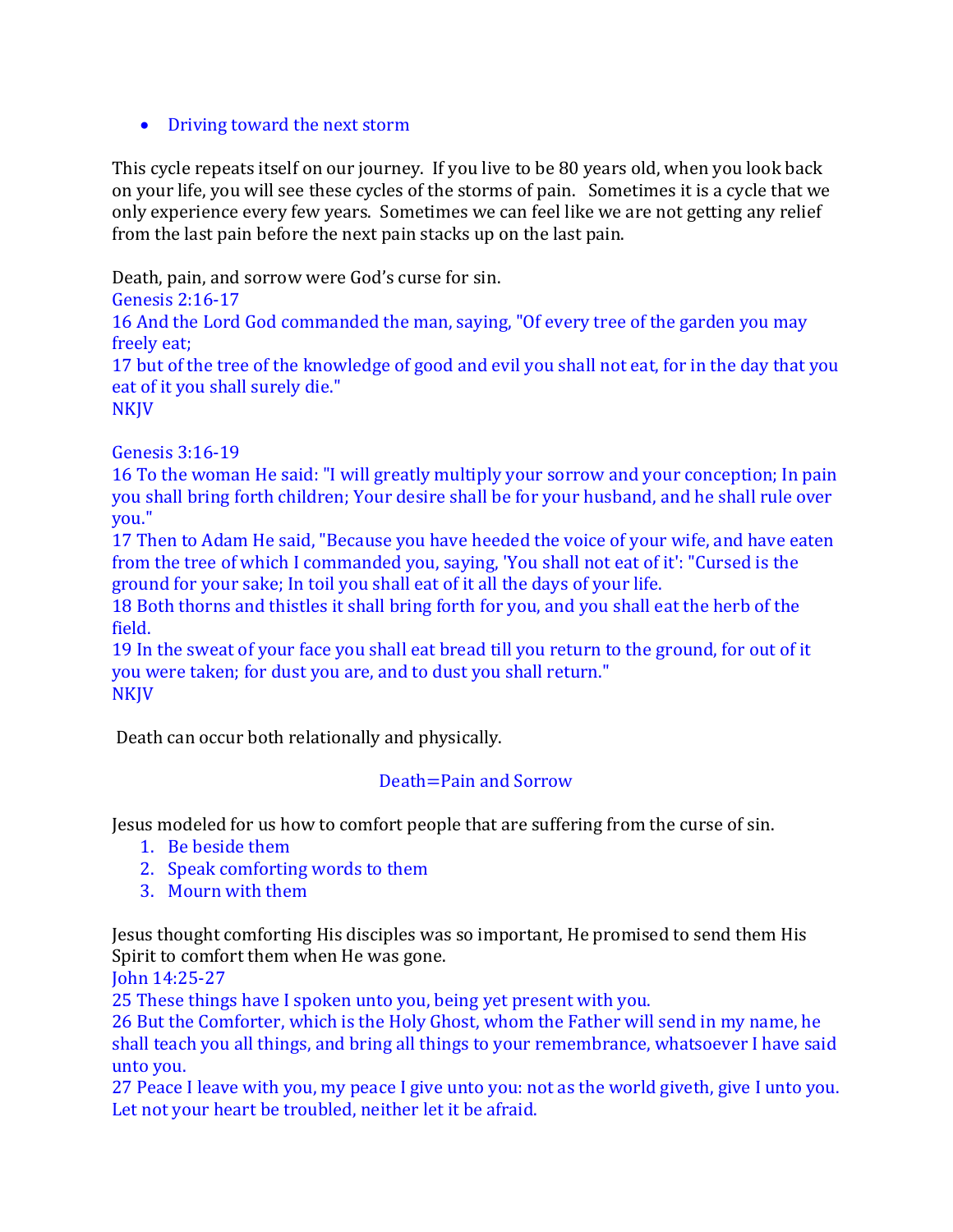- Driving toward the next storm

This cycle repeats itself on our journey. If you live to be 80 years old, when you look back on your life, you will see these cycles of the storms of pain. Sometimes it is a cycle that we only experience every few years. Sometimes we can feel like we are not getting any relief from the last pain before the next pain stacks up on the last pain.

Death, pain, and sorrow were God's curse for sin.

Genesis 2:16-17
16 And the Lord God commanded the man, saying, "Of every tree of the garden you may freely eat;
17 but of the tree of the knowledge of good and evil you shall not eat, for in the day that you eat of it you shall surely die."
NKJV

Genesis 3:16-19
16 To the woman He said: "I will greatly multiply your sorrow and your conception; In pain you shall bring forth children; Your desire shall be for your husband, and he shall rule over you."
17 Then to Adam He said, "Because you have heeded the voice of your wife, and have eaten from the tree of which I commanded you, saying, 'You shall not eat of it': "Cursed is the ground for your sake; In toil you shall eat of it all the days of your life.
18 Both thorns and thistles it shall bring forth for you, and you shall eat the herb of the field.
19 In the sweat of your face you shall eat bread till you return to the ground, for out of it you were taken; for dust you are, and to dust you shall return."
NKJV

Death can occur both relationally and physically.

Death=Pain and Sorrow

Jesus modeled for us how to comfort people that are suffering from the curse of sin.

1. Be beside them
2. Speak comforting words to them
3. Mourn with them

Jesus thought comforting His disciples was so important, He promised to send them His Spirit to comfort them when He was gone.

John 14:25-27
25 These things have I spoken unto you, being yet present with you.
26 But the Comforter, which is the Holy Ghost, whom the Father will send in my name, he shall teach you all things, and bring all things to your remembrance, whatsoever I have said unto you.
27 Peace I leave with you, my peace I give unto you: not as the world giveth, give I unto you. Let not your heart be troubled, neither let it be afraid.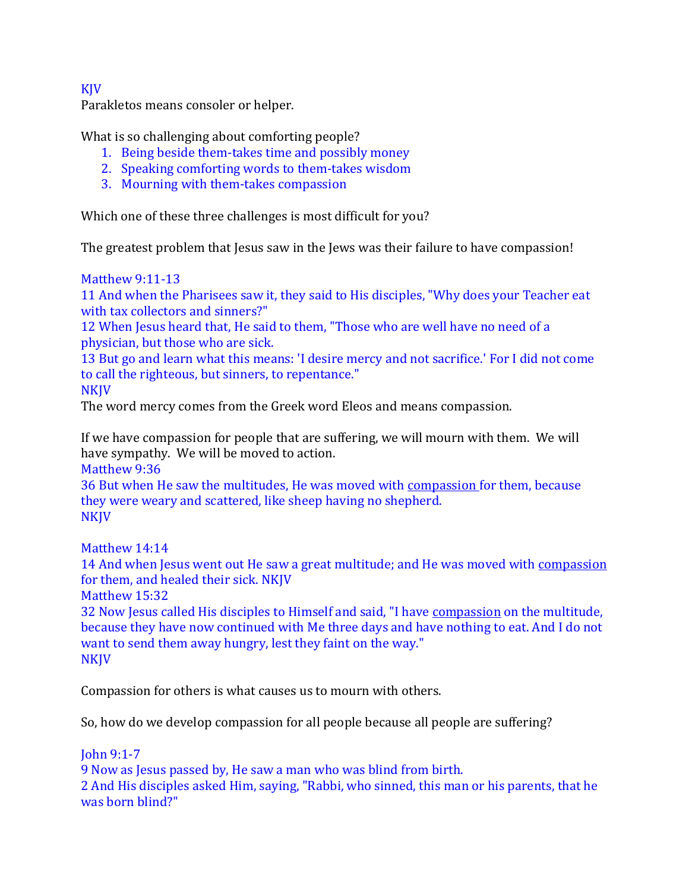KJV
Parakletos means consoler or helper.

What is so challenging about comforting people?

1. Being beside them-takes time and possibly money
2. Speaking comforting words to them-takes wisdom
3. Mourning with them-takes compassion

Which one of these three challenges is most difficult for you?

The greatest problem that Jesus saw in the Jews was their failure to have compassion!

Matthew 9:11-13
11 And when the Pharisees saw it, they said to His disciples, "Why does your Teacher eat with tax collectors and sinners?"
12 When Jesus heard that, He said to them, "Those who are well have no need of a physician, but those who are sick.
13 But go and learn what this means: 'I desire mercy and not sacrifice.' For I did not come to call the righteous, but sinners, to repentance."
NKJV
The word mercy comes from the Greek word Eleos and means compassion.

If we have compassion for people that are suffering, we will mourn with them. We will have sympathy. We will be moved to action.
Matthew 9:36
36 But when He saw the multitudes, He was moved with <u>compassion</u> for them, because they were weary and scattered, like sheep having no shepherd.
NKJV

Matthew 14:14
14 And when Jesus went out He saw a great multitude; and He was moved with <u>compassion</u> for them, and healed their sick. NKJV
Matthew 15:32
32 Now Jesus called His disciples to Himself and said, "I have <u>compassion</u> on the multitude, because they have now continued with Me three days and have nothing to eat. And I do not want to send them away hungry, lest they faint on the way."
NKJV

Compassion for others is what causes us to mourn with others.

So, how do we develop compassion for all people because all people are suffering?

John 9:1-7
9 Now as Jesus passed by, He saw a man who was blind from birth.
2 And His disciples asked Him, saying, "Rabbi, who sinned, this man or his parents, that he was born blind?"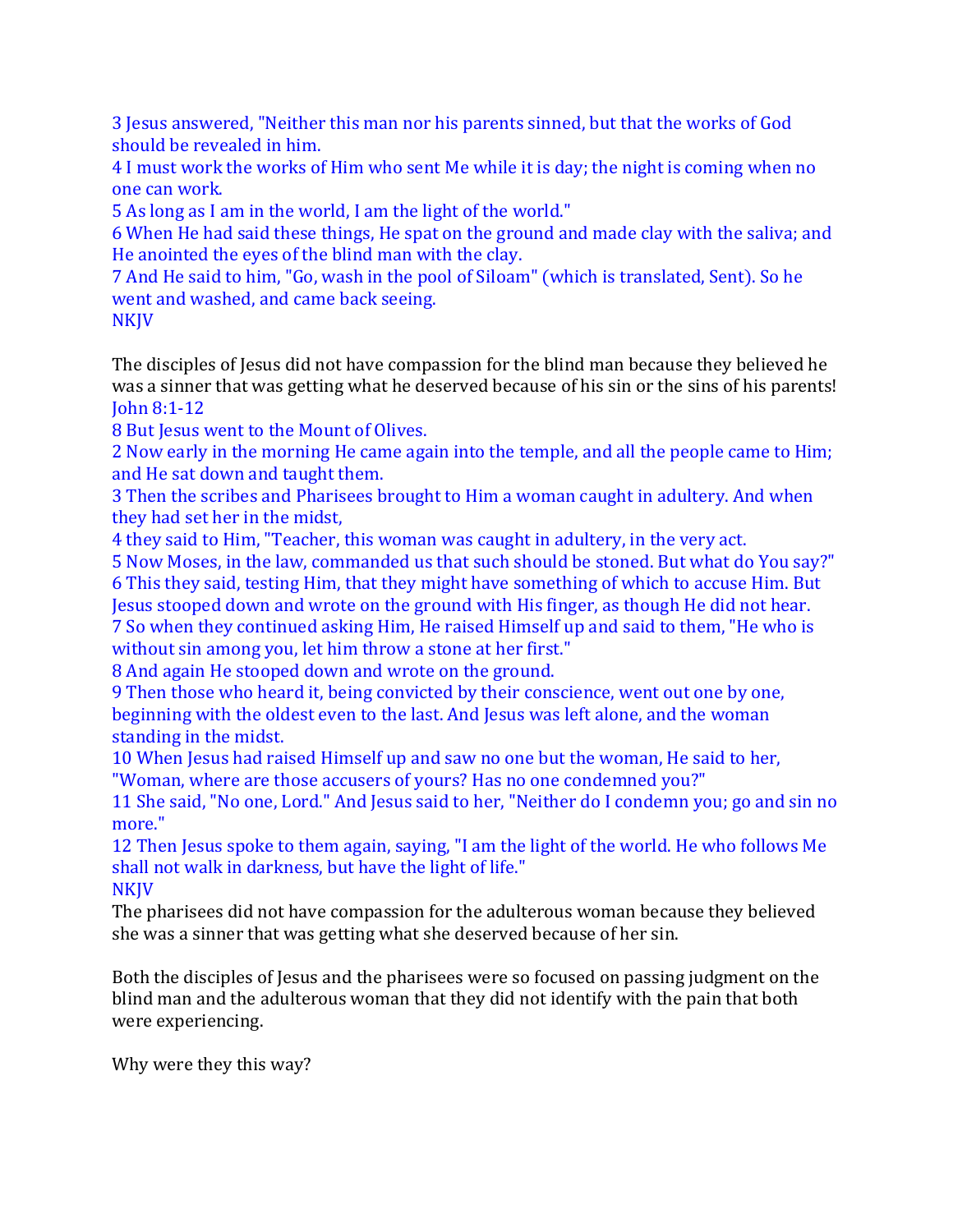3 Jesus answered, "Neither this man nor his parents sinned, but that the works of God should be revealed in him.
4 I must work the works of Him who sent Me while it is day; the night is coming when no one can work.
5 As long as I am in the world, I am the light of the world."
6 When He had said these things, He spat on the ground and made clay with the saliva; and He anointed the eyes of the blind man with the clay.
7 And He said to him, "Go, wash in the pool of Siloam" (which is translated, Sent). So he went and washed, and came back seeing.
NKJV

The disciples of Jesus did not have compassion for the blind man because they believed he was a sinner that was getting what he deserved because of his sin or the sins of his parents!
John 8:1-12
8 But Jesus went to the Mount of Olives.
2 Now early in the morning He came again into the temple, and all the people came to Him; and He sat down and taught them.
3 Then the scribes and Pharisees brought to Him a woman caught in adultery. And when they had set her in the midst,
4 they said to Him, "Teacher, this woman was caught in adultery, in the very act.
5 Now Moses, in the law, commanded us that such should be stoned. But what do You say?"
6 This they said, testing Him, that they might have something of which to accuse Him. But Jesus stooped down and wrote on the ground with His finger, as though He did not hear.
7 So when they continued asking Him, He raised Himself up and said to them, "He who is without sin among you, let him throw a stone at her first."
8 And again He stooped down and wrote on the ground.
9 Then those who heard it, being convicted by their conscience, went out one by one, beginning with the oldest even to the last. And Jesus was left alone, and the woman standing in the midst.
10 When Jesus had raised Himself up and saw no one but the woman, He said to her, "Woman, where are those accusers of yours? Has no one condemned you?"
11 She said, "No one, Lord." And Jesus said to her, "Neither do I condemn you; go and sin no more."
12 Then Jesus spoke to them again, saying, "I am the light of the world. He who follows Me shall not walk in darkness, but have the light of life."
NKJV
The pharisees did not have compassion for the adulterous woman because they believed she was a sinner that was getting what she deserved because of her sin.

Both the disciples of Jesus and the pharisees were so focused on passing judgment on the blind man and the adulterous woman that they did not identify with the pain that both were experiencing.

Why were they this way?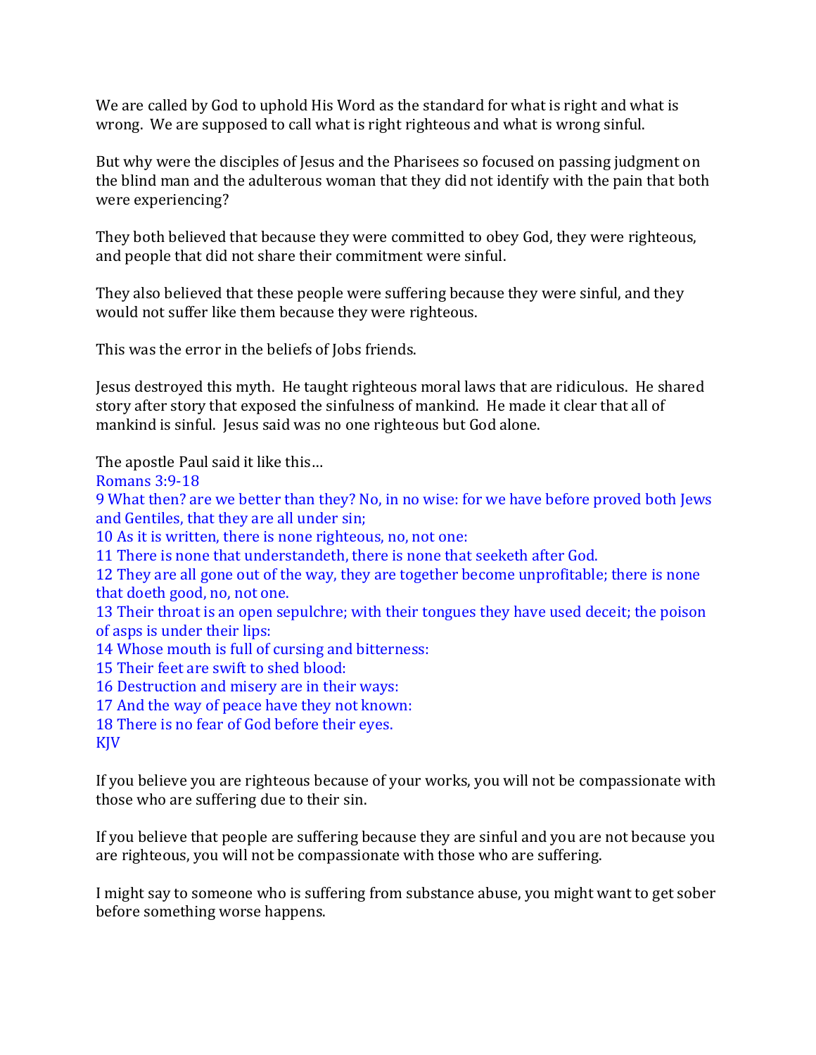We are called by God to uphold His Word as the standard for what is right and what is wrong. We are supposed to call what is right righteous and what is wrong sinful.

But why were the disciples of Jesus and the Pharisees so focused on passing judgment on the blind man and the adulterous woman that they did not identify with the pain that both were experiencing?

They both believed that because they were committed to obey God, they were righteous, and people that did not share their commitment were sinful.

They also believed that these people were suffering because they were sinful, and they would not suffer like them because they were righteous.

This was the error in the beliefs of Jobs friends.

Jesus destroyed this myth. He taught righteous moral laws that are ridiculous. He shared story after story that exposed the sinfulness of mankind. He made it clear that all of mankind is sinful. Jesus said was no one righteous but God alone.

The apostle Paul said it like this…
Romans 3:9-18
9 What then? are we better than they? No, in no wise: for we have before proved both Jews and Gentiles, that they are all under sin;
10 As it is written, there is none righteous, no, not one:
11 There is none that understandeth, there is none that seeketh after God.
12 They are all gone out of the way, they are together become unprofitable; there is none that doeth good, no, not one.
13 Their throat is an open sepulchre; with their tongues they have used deceit; the poison of asps is under their lips:
14 Whose mouth is full of cursing and bitterness:
15 Their feet are swift to shed blood:
16 Destruction and misery are in their ways:
17 And the way of peace have they not known:
18 There is no fear of God before their eyes.
KJV

If you believe you are righteous because of your works, you will not be compassionate with those who are suffering due to their sin.

If you believe that people are suffering because they are sinful and you are not because you are righteous, you will not be compassionate with those who are suffering.

I might say to someone who is suffering from substance abuse, you might want to get sober before something worse happens.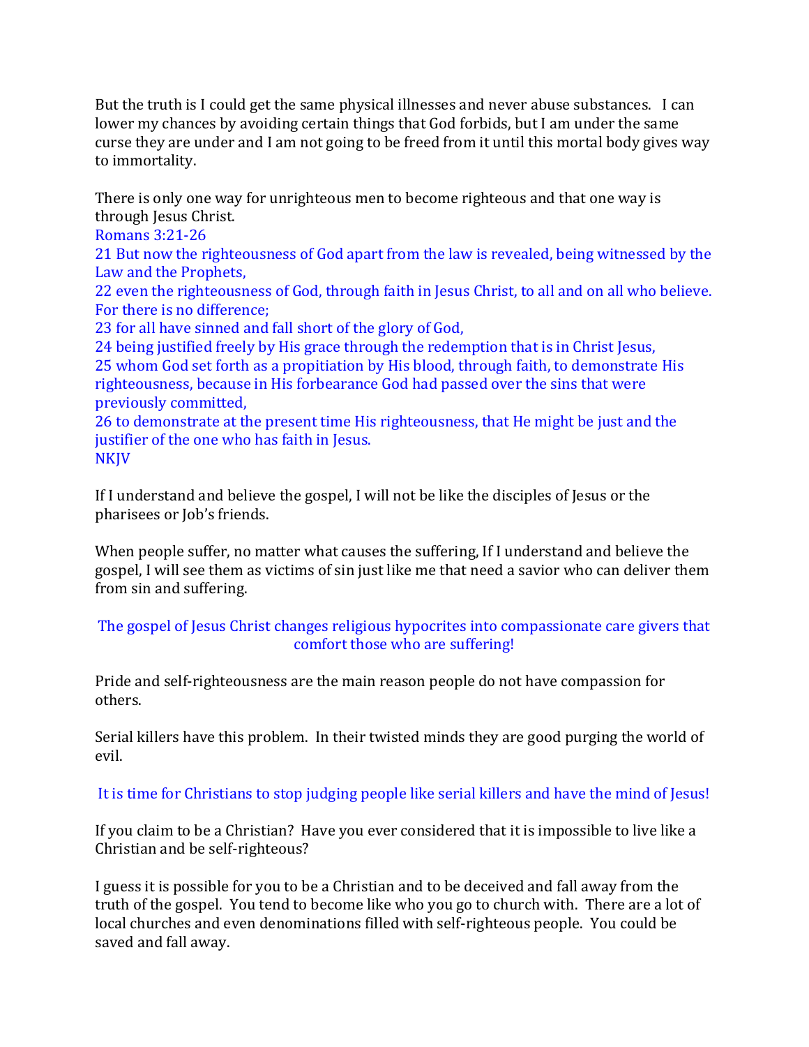But the truth is I could get the same physical illnesses and never abuse substances. I can lower my chances by avoiding certain things that God forbids, but I am under the same curse they are under and I am not going to be freed from it until this mortal body gives way to immortality.

There is only one way for unrighteous men to become righteous and that one way is through Jesus Christ.

Romans 3:21-26
21 But now the righteousness of God apart from the law is revealed, being witnessed by the Law and the Prophets,
22 even the righteousness of God, through faith in Jesus Christ, to all and on all who believe. For there is no difference;
23 for all have sinned and fall short of the glory of God,
24 being justified freely by His grace through the redemption that is in Christ Jesus,
25 whom God set forth as a propitiation by His blood, through faith, to demonstrate His righteousness, because in His forbearance God had passed over the sins that were previously committed,
26 to demonstrate at the present time His righteousness, that He might be just and the justifier of the one who has faith in Jesus.
NKJV

If I understand and believe the gospel, I will not be like the disciples of Jesus or the pharisees or Job's friends.

When people suffer, no matter what causes the suffering, If I understand and believe the gospel, I will see them as victims of sin just like me that need a savior who can deliver them from sin and suffering.

The gospel of Jesus Christ changes religious hypocrites into compassionate care givers that comfort those who are suffering!

Pride and self-righteousness are the main reason people do not have compassion for others.

Serial killers have this problem. In their twisted minds they are good purging the world of evil.

It is time for Christians to stop judging people like serial killers and have the mind of Jesus!

If you claim to be a Christian? Have you ever considered that it is impossible to live like a Christian and be self-righteous?

I guess it is possible for you to be a Christian and to be deceived and fall away from the truth of the gospel. You tend to become like who you go to church with. There are a lot of local churches and even denominations filled with self-righteous people. You could be saved and fall away.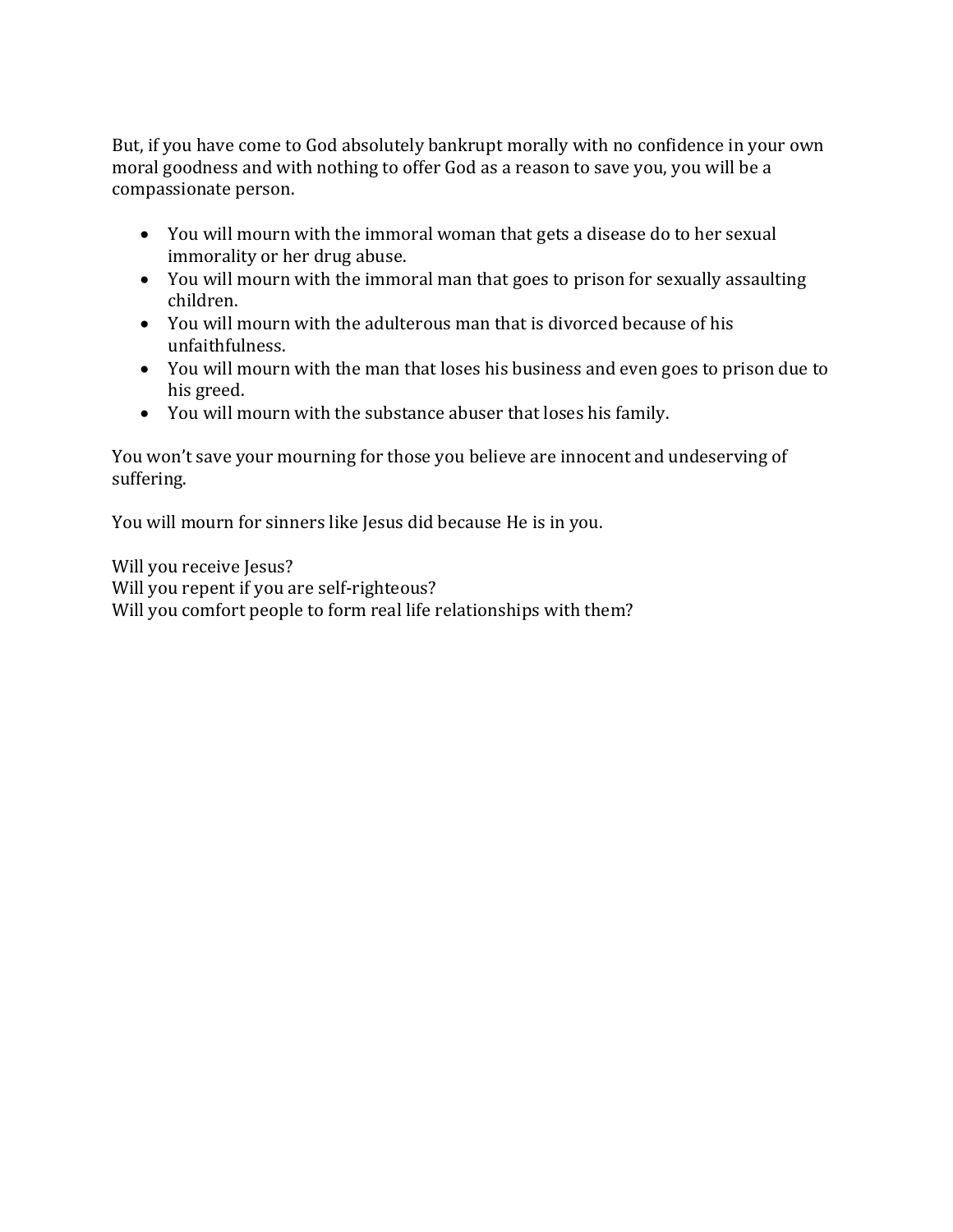But, if you have come to God absolutely bankrupt morally with no confidence in your own moral goodness and with nothing to offer God as a reason to save you, you will be a compassionate person.

- You will mourn with the immoral woman that gets a disease do to her sexual immorality or her drug abuse.
- You will mourn with the immoral man that goes to prison for sexually assaulting children.
- You will mourn with the adulterous man that is divorced because of his unfaithfulness.
- You will mourn with the man that loses his business and even goes to prison due to his greed.
- You will mourn with the substance abuser that loses his family.

You won't save your mourning for those you believe are innocent and undeserving of suffering.

You will mourn for sinners like Jesus did because He is in you.

Will you receive Jesus?
Will you repent if you are self-righteous?
Will you comfort people to form real life relationships with them?